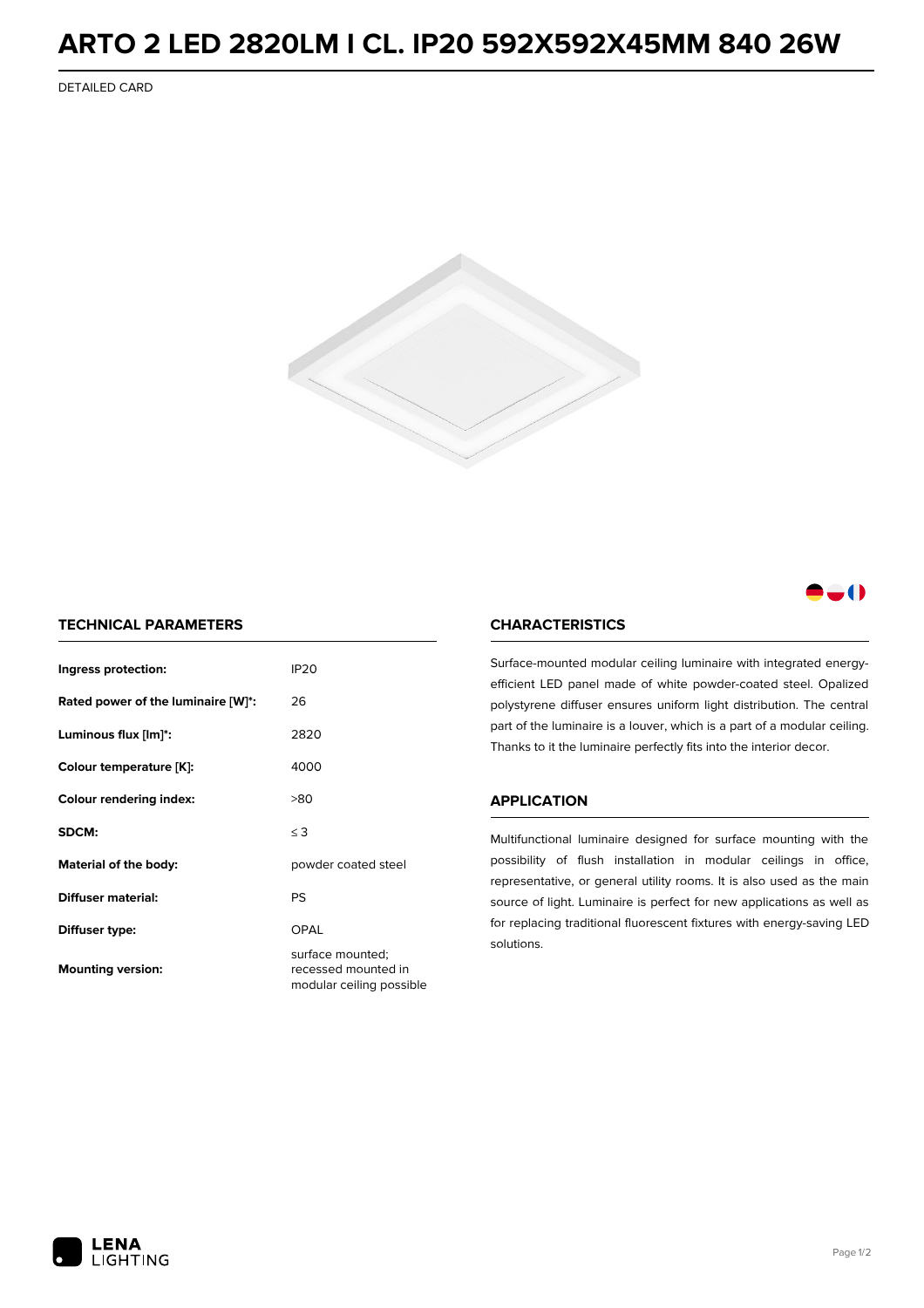# ARTO 2 LED 2820LM I CL. IP20 592X592X45MM 840 26W

DETAILED CARD

## TECHNICAL PARAMETERS

| | |
|---|---|
| **Ingress protection:** | IP20 |
| **Rated power of the luminaire [W]*:** | 26 |
| **Luminous flux [lm]*:** | 2820 |
| **Colour temperature [K]:** | 4000 |
| **Colour rendering index:** | >80 |
| **SDCM:** | ≤ 3 |
| **Material of the body:** | powder coated steel |
| **Diffuser material:** | PS |
| **Diffuser type:** | OPAL |
| **Mounting version:** | surface mounted; recessed mounted in modular ceiling possible |

## CHARACTERISTICS

Surface-mounted modular ceiling luminaire with integrated energy-efficient LED panel made of white powder-coated steel. Opalized polystyrene diffuser ensures uniform light distribution. The central part of the luminaire is a louver, which is a part of a modular ceiling. Thanks to it the luminaire perfectly fits into the interior decor.

## APPLICATION

Multifunctional luminaire designed for surface mounting with the possibility of flush installation in modular ceilings in office, representative, or general utility rooms. It is also used as the main source of light. Luminaire is perfect for new applications as well as for replacing traditional fluorescent fixtures with energy-saving LED solutions.

LENA LIGHTING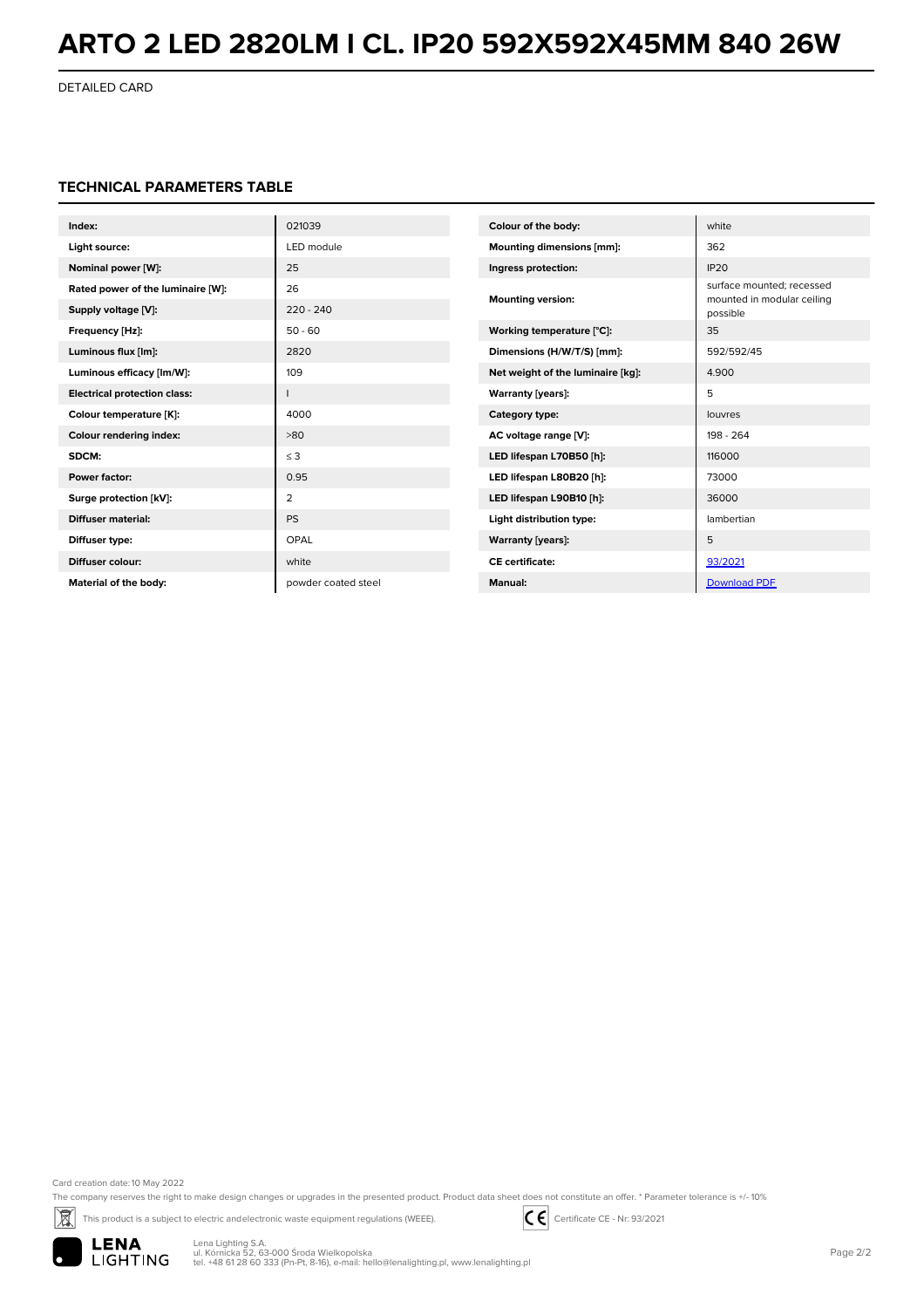# ARTO 2 LED 2820LM I CL. IP20 592X592X45MM 840 26W

DETAILED CARD

## TECHNICAL PARAMETERS TABLE

| | |
|---|---|
| **Index:** | 021039 |
| **Light source:** | LED module |
| **Nominal power [W]:** | 25 |
| **Rated power of the luminaire [W]:** | 26 |
| **Supply voltage [V]:** | 220 - 240 |
| **Frequency [Hz]:** | 50 - 60 |
| **Luminous flux [lm]:** | 2820 |
| **Luminous efficacy [lm/W]:** | 109 |
| **Electrical protection class:** | I |
| **Colour temperature [K]:** | 4000 |
| **Colour rendering index:** | >80 |
| **SDCM:** | ≤ 3 |
| **Power factor:** | 0.95 |
| **Surge protection [kV]:** | 2 |
| **Diffuser material:** | PS |
| **Diffuser type:** | OPAL |
| **Diffuser colour:** | white |
| **Material of the body:** | powder coated steel |

| | |
|---|---|
| **Colour of the body:** | white |
| **Mounting dimensions [mm]:** | 362 |
| **Ingress protection:** | IP20 |
| **Mounting version:** | surface mounted; recessed mounted in modular ceiling possible |
| **Working temperature [°C]:** | 35 |
| **Dimensions (H/W/T/S) [mm]:** | 592/592/45 |
| **Net weight of the luminaire [kg]:** | 4.900 |
| **Warranty [years]:** | 5 |
| **Category type:** | louvres |
| **AC voltage range [V]:** | 198 - 264 |
| **LED lifespan L70B50 [h]:** | 116000 |
| **LED lifespan L80B20 [h]:** | 73000 |
| **LED lifespan L90B10 [h]:** | 36000 |
| **Light distribution type:** | lambertian |
| **Warranty [years]:** | 5 |
| **CE certificate:** | 93/2021 |
| **Manual:** | Download PDF |

Card creation date: 10 May 2022

The company reserves the right to make design changes or upgrades in the presented product. Product data sheet does not constitute an offer. * Parameter tolerance is +/- 10%

This product is a subject to electric andelectronic waste equipment regulations (WEEE).

Certificate CE - Nr: 93/2021

LENA LIGHTING

Lena Lighting S.A.
ul. Kórnicka 52, 63-000 Środa Wielkopolska
tel. +48 61 28 60 333 (Pn-Pt, 8-16), e-mail: hello@lenalighting.pl, www.lenalighting.pl